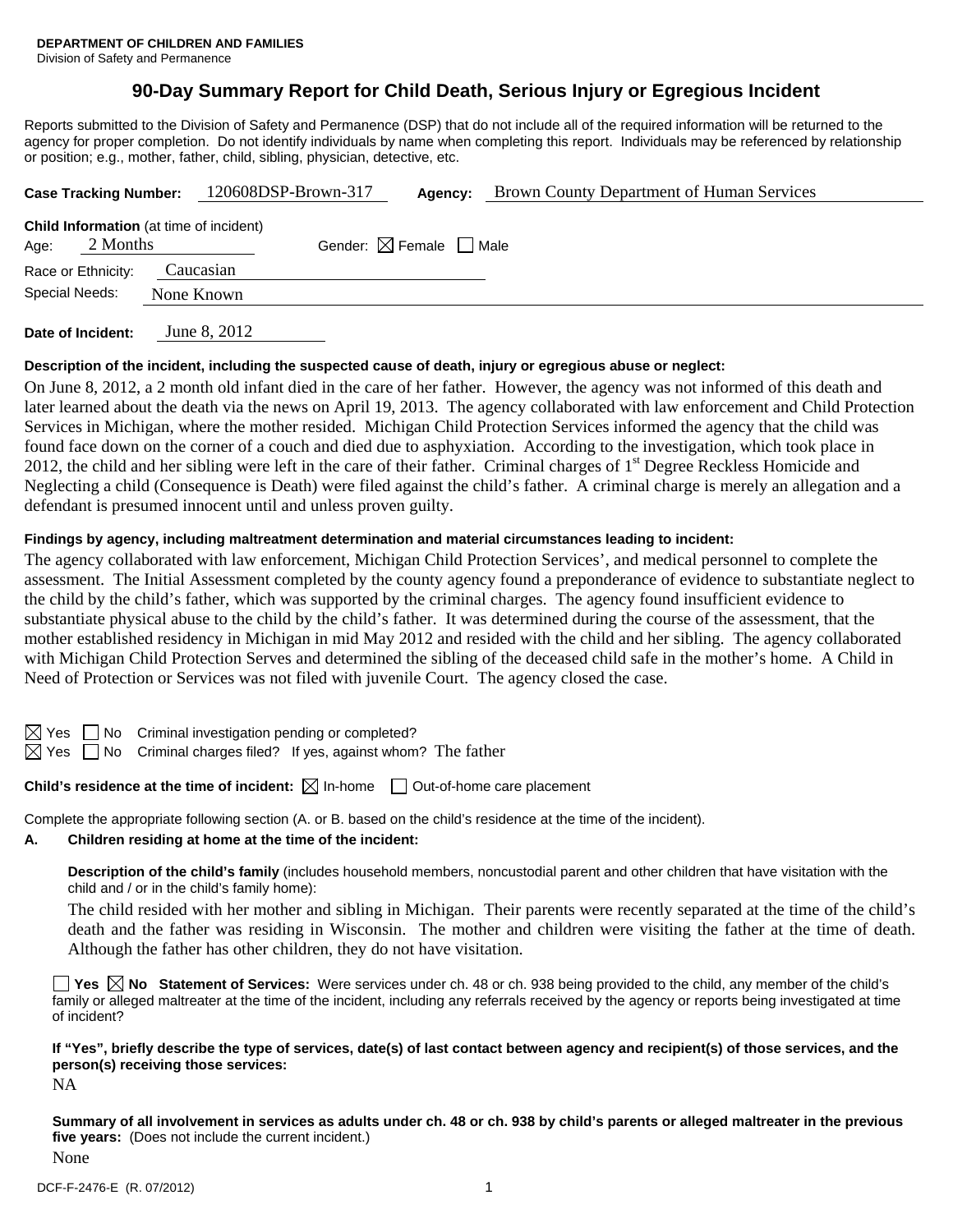**DEPARTMENT OF CHILDREN AND FAMILIES**
Division of Safety and Permanence

# 90-Day Summary Report for Child Death, Serious Injury or Egregious Incident

Reports submitted to the Division of Safety and Permanence (DSP) that do not include all of the required information will be returned to the agency for proper completion. Do not identify individuals by name when completing this report. Individuals may be referenced by relationship or position; e.g., mother, father, child, sibling, physician, detective, etc.

**Case Tracking Number:** 120608DSP-Brown-317 **Agency:** Brown County Department of Human Services

**Child Information** (at time of incident)
Age: 2 Months Gender: ☒ Female ☐ Male
Race or Ethnicity: Caucasian
Special Needs: None Known

**Date of Incident:** June 8, 2012

**Description of the incident, including the suspected cause of death, injury or egregious abuse or neglect:**

On June 8, 2012, a 2 month old infant died in the care of her father. However, the agency was not informed of this death and later learned about the death via the news on April 19, 2013. The agency collaborated with law enforcement and Child Protection Services in Michigan, where the mother resided. Michigan Child Protection Services informed the agency that the child was found face down on the corner of a couch and died due to asphyxiation. According to the investigation, which took place in 2012, the child and her sibling were left in the care of their father. Criminal charges of 1st Degree Reckless Homicide and Neglecting a child (Consequence is Death) were filed against the child's father. A criminal charge is merely an allegation and a defendant is presumed innocent until and unless proven guilty.

**Findings by agency, including maltreatment determination and material circumstances leading to incident:**

The agency collaborated with law enforcement, Michigan Child Protection Services', and medical personnel to complete the assessment. The Initial Assessment completed by the county agency found a preponderance of evidence to substantiate neglect to the child by the child's father, which was supported by the criminal charges. The agency found insufficient evidence to substantiate physical abuse to the child by the child's father. It was determined during the course of the assessment, that the mother established residency in Michigan in mid May 2012 and resided with the child and her sibling. The agency collaborated with Michigan Child Protection Serves and determined the sibling of the deceased child safe in the mother's home. A Child in Need of Protection or Services was not filed with juvenile Court. The agency closed the case.

☒ Yes ☐ No Criminal investigation pending or completed?
☒ Yes ☐ No Criminal charges filed? If yes, against whom? The father

**Child's residence at the time of incident:** ☒ In-home ☐ Out-of-home care placement

Complete the appropriate following section (A. or B. based on the child's residence at the time of the incident).

**A. Children residing at home at the time of the incident:**

**Description of the child's family** (includes household members, noncustodial parent and other children that have visitation with the child and / or in the child's family home):

The child resided with her mother and sibling in Michigan. Their parents were recently separated at the time of the child's death and the father was residing in Wisconsin. The mother and children were visiting the father at the time of death. Although the father has other children, they do not have visitation.

☐ **Yes** ☒ **No Statement of Services:** Were services under ch. 48 or ch. 938 being provided to the child, any member of the child's family or alleged maltreater at the time of the incident, including any referrals received by the agency or reports being investigated at time of incident?

**If "Yes", briefly describe the type of services, date(s) of last contact between agency and recipient(s) of those services, and the person(s) receiving those services:**

NA

**Summary of all involvement in services as adults under ch. 48 or ch. 938 by child's parents or alleged maltreater in the previous five years:** (Does not include the current incident.)

None

DCF-F-2476-E (R. 07/2012)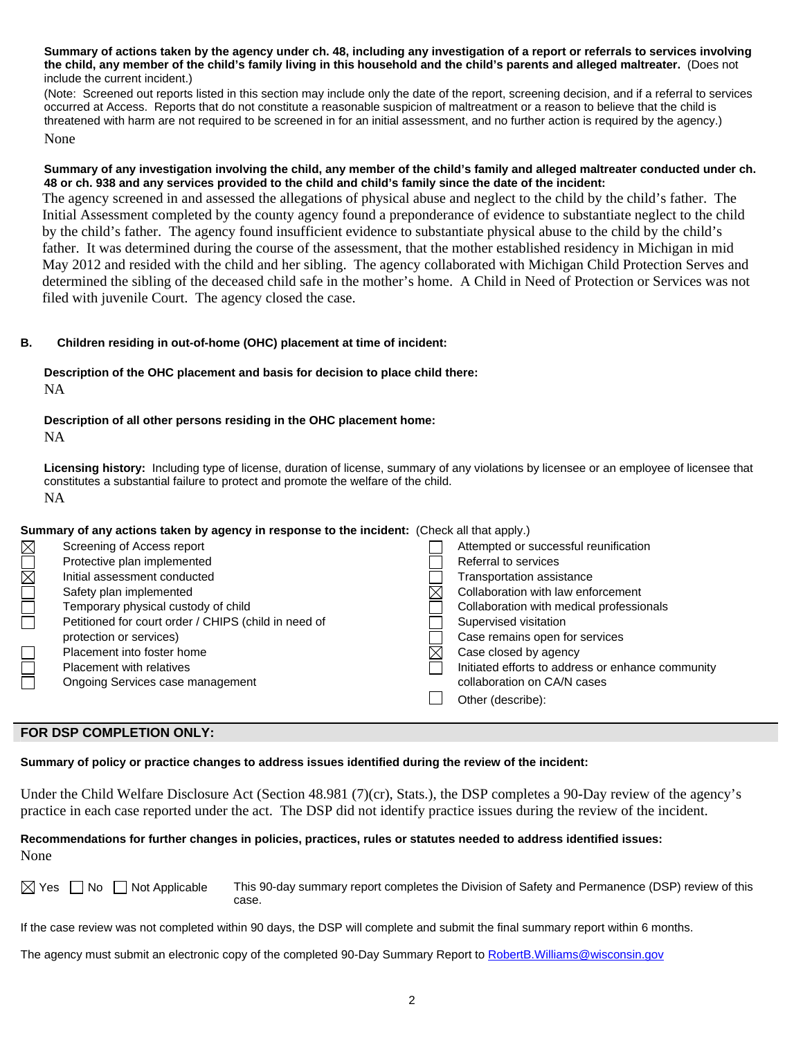**Summary of actions taken by the agency under ch. 48, including any investigation of a report or referrals to services involving the child, any member of the child's family living in this household and the child's parents and alleged maltreater.** (Does not include the current incident.)

(Note: Screened out reports listed in this section may include only the date of the report, screening decision, and if a referral to services occurred at Access. Reports that do not constitute a reasonable suspicion of maltreatment or a reason to believe that the child is threatened with harm are not required to be screened in for an initial assessment, and no further action is required by the agency.)

None

**Summary of any investigation involving the child, any member of the child's family and alleged maltreater conducted under ch. 48 or ch. 938 and any services provided to the child and child's family since the date of the incident:**

The agency screened in and assessed the allegations of physical abuse and neglect to the child by the child's father. The Initial Assessment completed by the county agency found a preponderance of evidence to substantiate neglect to the child by the child's father. The agency found insufficient evidence to substantiate physical abuse to the child by the child's father. It was determined during the course of the assessment, that the mother established residency in Michigan in mid May 2012 and resided with the child and her sibling. The agency collaborated with Michigan Child Protection Serves and determined the sibling of the deceased child safe in the mother's home. A Child in Need of Protection or Services was not filed with juvenile Court. The agency closed the case.

## B. Children residing in out-of-home (OHC) placement at time of incident:

**Description of the OHC placement and basis for decision to place child there:**

NA

**Description of all other persons residing in the OHC placement home:**

NA

**Licensing history:** Including type of license, duration of license, summary of any violations by licensee or an employee of licensee that constitutes a substantial failure to protect and promote the welfare of the child.

NA

**Summary of any actions taken by agency in response to the incident:** (Check all that apply.)

- ☒ Screening of Access report
- ☐ Protective plan implemented
- ☒ Initial assessment conducted
- ☐ Safety plan implemented
- ☐ Temporary physical custody of child
- ☐ Petitioned for court order / CHIPS (child in need of protection or services)
- ☐ Placement into foster home
- ☐ Placement with relatives
- ☐ Ongoing Services case management
- ☐ Attempted or successful reunification
- ☐ Referral to services
- ☐ Transportation assistance
- ☒ Collaboration with law enforcement
- ☐ Collaboration with medical professionals
- ☐ Supervised visitation
- ☐ Case remains open for services
- ☒ Case closed by agency
- ☐ Initiated efforts to address or enhance community collaboration on CA/N cases
- ☐ Other (describe):

## FOR DSP COMPLETION ONLY:

**Summary of policy or practice changes to address issues identified during the review of the incident:**

Under the Child Welfare Disclosure Act (Section 48.981 (7)(cr), Stats.), the DSP completes a 90-Day review of the agency's practice in each case reported under the act. The DSP did not identify practice issues during the review of the incident.

**Recommendations for further changes in policies, practices, rules or statutes needed to address identified issues:**

None

☒ Yes ☐ No ☐ Not Applicable This 90-day summary report completes the Division of Safety and Permanence (DSP) review of this case.

If the case review was not completed within 90 days, the DSP will complete and submit the final summary report within 6 months.

The agency must submit an electronic copy of the completed 90-Day Summary Report to RobertB.Williams@wisconsin.gov